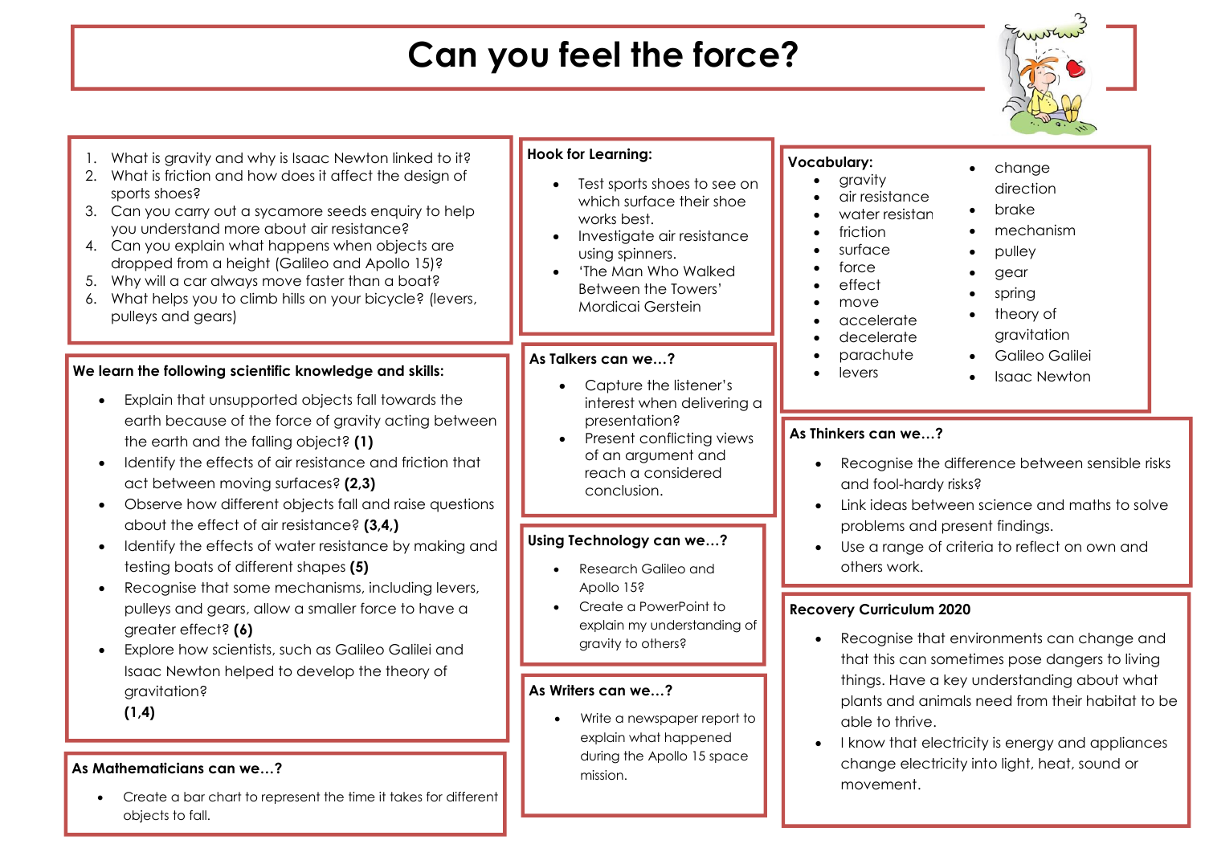# Can you feel the force?

1. What is gravity and why is Isaac Newton linked to it?
2. What is friction and how does it affect the design of sports shoes?
3. Can you carry out a sycamore seeds enquiry to help you understand more about air resistance?
4. Can you explain what happens when objects are dropped from a height (Galileo and Apollo 15)?
5. Why will a car always move faster than a boat?
6. What helps you to climb hills on your bicycle? (levers, pulleys and gears)

**We learn the following scientific knowledge and skills:**

- Explain that unsupported objects fall towards the earth because of the force of gravity acting between the earth and the falling object? **(1)**
- Identify the effects of air resistance and friction that act between moving surfaces? **(2,3)**
- Observe how different objects fall and raise questions about the effect of air resistance? **(3,4,)**
- Identify the effects of water resistance by making and testing boats of different shapes **(5)**
- Recognise that some mechanisms, including levers, pulleys and gears, allow a smaller force to have a greater effect? **(6)**
- Explore how scientists, such as Galileo Galilei and Isaac Newton helped to develop the theory of gravitation?
  **(1,4)**

**As Mathematicians can we…?**

- Create a bar chart to represent the time it takes for different objects to fall.

**Hook for Learning:**

- Test sports shoes to see on which surface their shoe works best.
- Investigate air resistance using spinners.
- 'The Man Who Walked Between the Towers' Mordicai Gerstein

**As Talkers can we…?**

- Capture the listener's interest when delivering a presentation?
- Present conflicting views of an argument and reach a considered conclusion.

**Using Technology can we…?**

- Research Galileo and Apollo 15?
- Create a PowerPoint to explain my understanding of gravity to others?

**As Writers can we…?**

- Write a newspaper report to explain what happened during the Apollo 15 space mission.

**Vocabulary:**

- gravity
- air resistance
- water resistan
- friction
- surface
- force
- effect
- move
- accelerate
- decelerate
- parachute
- levers
- change direction
- brake
- mechanism
- pulley
- gear
- spring
- theory of gravitation
- Galileo Galilei
- Isaac Newton

**As Thinkers can we…?**

- Recognise the difference between sensible risks and fool-hardy risks?
- Link ideas between science and maths to solve problems and present findings.
- Use a range of criteria to reflect on own and others work.

**Recovery Curriculum 2020**

- Recognise that environments can change and that this can sometimes pose dangers to living things. Have a key understanding about what plants and animals need from their habitat to be able to thrive.
- I know that electricity is energy and appliances change electricity into light, heat, sound or movement.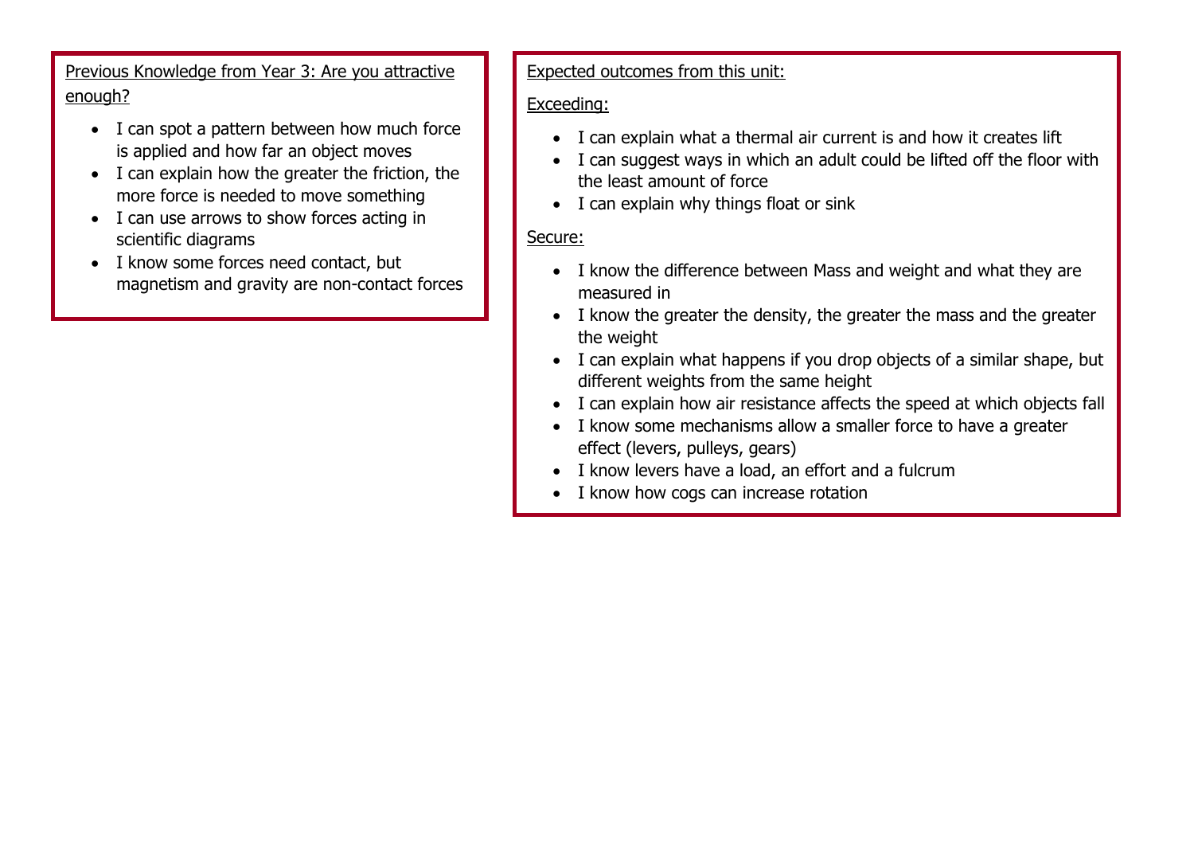Previous Knowledge from Year 3: Are you attractive enough?

- I can spot a pattern between how much force is applied and how far an object moves
- I can explain how the greater the friction, the more force is needed to move something
- I can use arrows to show forces acting in scientific diagrams
- I know some forces need contact, but magnetism and gravity are non-contact forces

Expected outcomes from this unit:

Exceeding:

- I can explain what a thermal air current is and how it creates lift
- I can suggest ways in which an adult could be lifted off the floor with the least amount of force
- I can explain why things float or sink

Secure:

- I know the difference between Mass and weight and what they are measured in
- I know the greater the density, the greater the mass and the greater the weight
- I can explain what happens if you drop objects of a similar shape, but different weights from the same height
- I can explain how air resistance affects the speed at which objects fall
- I know some mechanisms allow a smaller force to have a greater effect (levers, pulleys, gears)
- I know levers have a load, an effort and a fulcrum
- I know how cogs can increase rotation